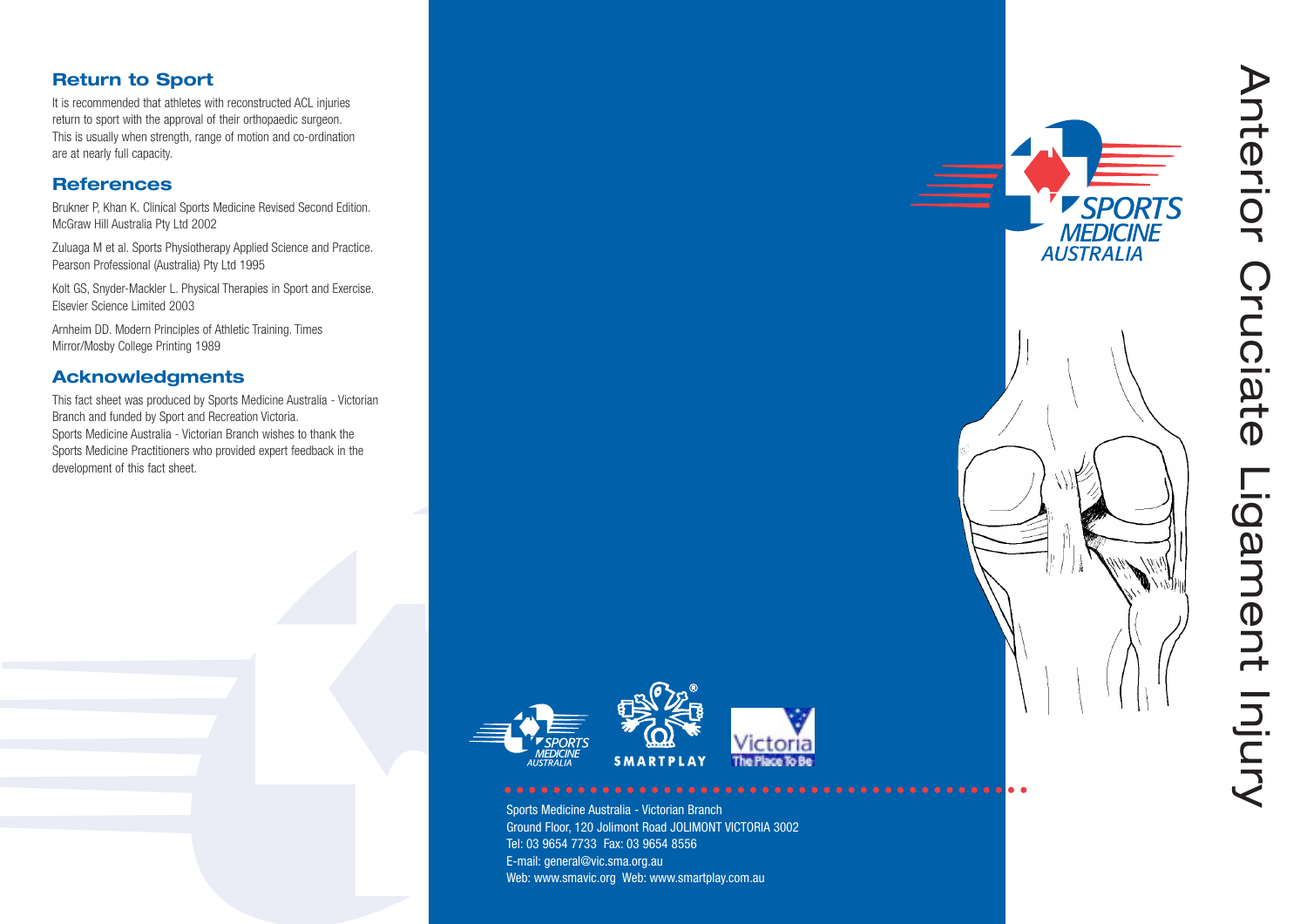# Anterior Cruciate Ligament Injury

## Return to Sport

It is recommended that athletes with reconstructed ACL injuries return to sport with the approval of their orthopaedic surgeon. This is usually when strength, range of motion and co-ordination are at nearly full capacity.

## References

Brukner P, Khan K. Clinical Sports Medicine Revised Second Edition. McGraw Hill Australia Pty Ltd 2002

Zuluaga M et al. Sports Physiotherapy Applied Science and Practice. Pearson Professional (Australia) Pty Ltd 1995

Kolt GS, Snyder-Mackler L. Physical Therapies in Sport and Exercise. Elsevier Science Limited 2003

Arnheim DD. Modern Principles of Athletic Training. Times Mirror/Mosby College Printing 1989

## Acknowledgments

This fact sheet was produced by Sports Medicine Australia - Victorian Branch and funded by Sport and Recreation Victoria.
Sports Medicine Australia - Victorian Branch wishes to thank the Sports Medicine Practitioners who provided expert feedback in the development of this fact sheet.

Sports Medicine Australia - Victorian Branch
Ground Floor, 120 Jolimont Road JOLIMONT VICTORIA 3002
Tel: 03 9654 7733 Fax: 03 9654 8556
E-mail: general@vic.sma.org.au
Web: www.smavic.org Web: www.smartplay.com.au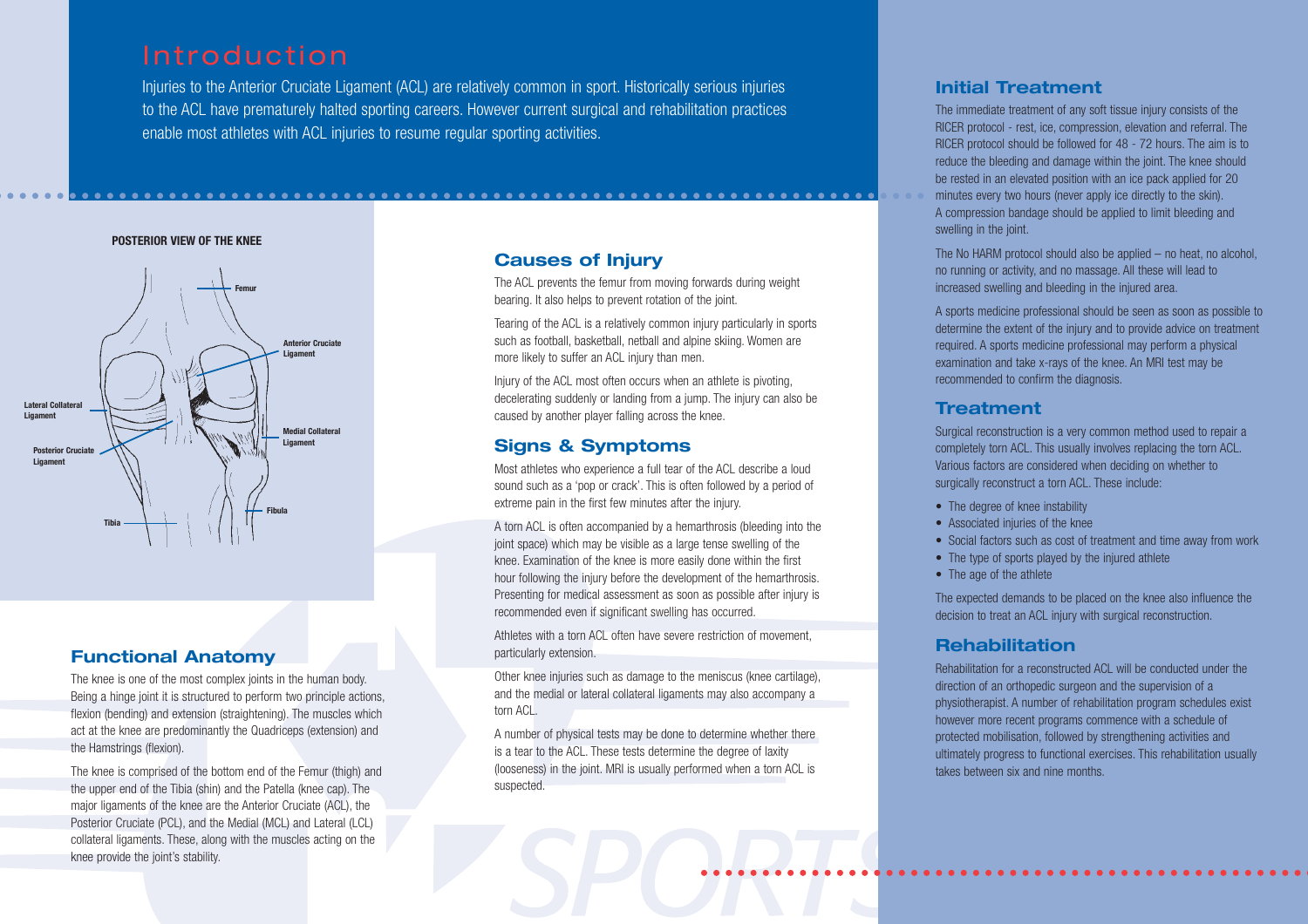# Introduction

Injuries to the Anterior Cruciate Ligament (ACL) are relatively common in sport. Historically serious injuries to the ACL have prematurely halted sporting careers. However current surgical and rehabilitation practices enable most athletes with ACL injuries to resume regular sporting activities.

**POSTERIOR VIEW OF THE KNEE**

Femur

Anterior Cruciate Ligament

Lateral Collateral Ligament

Medial Collateral Ligament

Posterior Cruciate Ligament

Fibula

Tibia

## Functional Anatomy

The knee is one of the most complex joints in the human body. Being a hinge joint it is structured to perform two principle actions, flexion (bending) and extension (straightening). The muscles which act at the knee are predominantly the Quadriceps (extension) and the Hamstrings (flexion).

The knee is comprised of the bottom end of the Femur (thigh) and the upper end of the Tibia (shin) and the Patella (knee cap). The major ligaments of the knee are the Anterior Cruciate (ACL), the Posterior Cruciate (PCL), and the Medial (MCL) and Lateral (LCL) collateral ligaments. These, along with the muscles acting on the knee provide the joint's stability.

## Causes of Injury

The ACL prevents the femur from moving forwards during weight bearing. It also helps to prevent rotation of the joint.

Tearing of the ACL is a relatively common injury particularly in sports such as football, basketball, netball and alpine skiing. Women are more likely to suffer an ACL injury than men.

Injury of the ACL most often occurs when an athlete is pivoting, decelerating suddenly or landing from a jump. The injury can also be caused by another player falling across the knee.

## Signs & Symptoms

Most athletes who experience a full tear of the ACL describe a loud sound such as a 'pop or crack'. This is often followed by a period of extreme pain in the first few minutes after the injury.

A torn ACL is often accompanied by a hemarthrosis (bleeding into the joint space) which may be visible as a large tense swelling of the knee. Examination of the knee is more easily done within the first hour following the injury before the development of the hemarthrosis. Presenting for medical assessment as soon as possible after injury is recommended even if significant swelling has occurred.

Athletes with a torn ACL often have severe restriction of movement, particularly extension.

Other knee injuries such as damage to the meniscus (knee cartilage), and the medial or lateral collateral ligaments may also accompany a torn ACL.

A number of physical tests may be done to determine whether there is a tear to the ACL. These tests determine the degree of laxity (looseness) in the joint. MRI is usually performed when a torn ACL is suspected.

## Initial Treatment

The immediate treatment of any soft tissue injury consists of the RICER protocol - rest, ice, compression, elevation and referral. The RICER protocol should be followed for 48 - 72 hours. The aim is to reduce the bleeding and damage within the joint. The knee should be rested in an elevated position with an ice pack applied for 20 minutes every two hours (never apply ice directly to the skin). A compression bandage should be applied to limit bleeding and swelling in the joint.

The No HARM protocol should also be applied – no heat, no alcohol, no running or activity, and no massage. All these will lead to increased swelling and bleeding in the injured area.

A sports medicine professional should be seen as soon as possible to determine the extent of the injury and to provide advice on treatment required. A sports medicine professional may perform a physical examination and take x-rays of the knee. An MRI test may be recommended to confirm the diagnosis.

## Treatment

Surgical reconstruction is a very common method used to repair a completely torn ACL. This usually involves replacing the torn ACL. Various factors are considered when deciding on whether to surgically reconstruct a torn ACL. These include:

- The degree of knee instability
- Associated injuries of the knee
- Social factors such as cost of treatment and time away from work
- The type of sports played by the injured athlete
- The age of the athlete

The expected demands to be placed on the knee also influence the decision to treat an ACL injury with surgical reconstruction.

## Rehabilitation

Rehabilitation for a reconstructed ACL will be conducted under the direction of an orthopedic surgeon and the supervision of a physiotherapist. A number of rehabilitation program schedules exist however more recent programs commence with a schedule of protected mobilisation, followed by strengthening activities and ultimately progress to functional exercises. This rehabilitation usually takes between six and nine months.